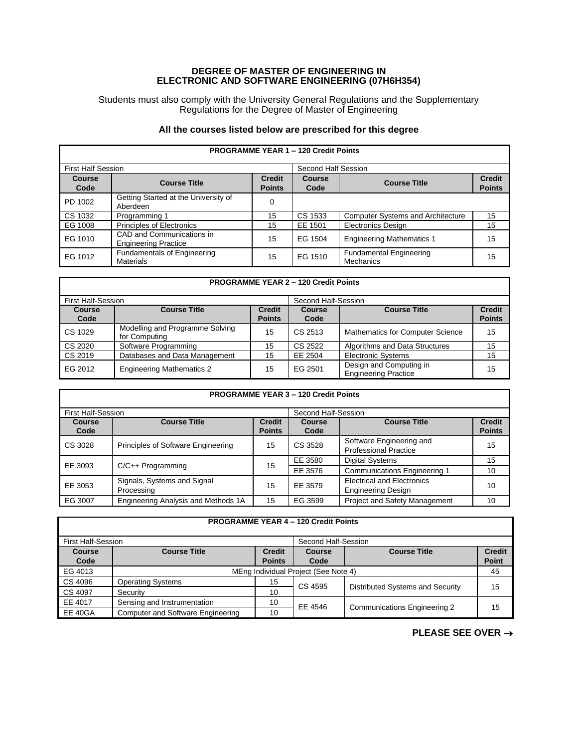# DEGREE OF MASTER OF ENGINEERING IN ELECTRONIC AND SOFTWARE ENGINEERING (07H6H354)

Students must also comply with the University General Regulations and the Supplementary Regulations for the Degree of Master of Engineering

**All the courses listed below are prescribed for this degree**

| PROGRAMME YEAR 1 – 120 Credit Points | | | | | |
|---|---|---|---|---|---|
| First Half Session | | | Second Half Session | | |
| **Course Code** | **Course Title** | **Credit Points** | **Course Code** | **Course Title** | **Credit Points** |
| PD 1002 | Getting Started at the University of Aberdeen | 0 | | | |
| CS 1032 | Programming 1 | 15 | CS 1533 | Computer Systems and Architecture | 15 |
| EG 1008 | Principles of Electronics | 15 | EE 1501 | Electronics Design | 15 |
| EG 1010 | CAD and Communications in Engineering Practice | 15 | EG 1504 | Engineering Mathematics 1 | 15 |
| EG 1012 | Fundamentals of Engineering Materials | 15 | EG 1510 | Fundamental Engineering Mechanics | 15 |

| PROGRAMME YEAR 2 – 120 Credit Points | | | | | |
|---|---|---|---|---|---|
| First Half-Session | | | Second Half-Session | | |
| **Course Code** | **Course Title** | **Credit Points** | **Course Code** | **Course Title** | **Credit Points** |
| CS 1029 | Modelling and Programme Solving for Computing | 15 | CS 2513 | Mathematics for Computer Science | 15 |
| CS 2020 | Software Programming | 15 | CS 2522 | Algorithms and Data Structures | 15 |
| CS 2019 | Databases and Data Management | 15 | EE 2504 | Electronic Systems | 15 |
| EG 2012 | Engineering Mathematics 2 | 15 | EG 2501 | Design and Computing in Engineering Practice | 15 |

| PROGRAMME YEAR 3 – 120 Credit Points | | | | | |
|---|---|---|---|---|---|
| First Half-Session | | | Second Half-Session | | |
| **Course Code** | **Course Title** | **Credit Points** | **Course Code** | **Course Title** | **Credit Points** |
| CS 3028 | Principles of Software Engineering | 15 | CS 3528 | Software Engineering and Professional Practice | 15 |
| EE 3093 | C/C++ Programming | 15 | EE 3580 | Digital Systems | 15 |
| | | | EE 3576 | Communications Engineering 1 | 10 |
| EE 3053 | Signals, Systems and Signal Processing | 15 | EE 3579 | Electrical and Electronics Engineering Design | 10 |
| EG 3007 | Engineering Analysis and Methods 1A | 15 | EG 3599 | Project and Safety Management | 10 |

| PROGRAMME YEAR 4 – 120 Credit Points | | | | | |
|---|---|---|---|---|---|
| First Half-Session | | | Second Half-Session | | |
| **Course Code** | **Course Title** | **Credit Points** | **Course Code** | **Course Title** | **Credit Point** |
| EG 4013 | MEng Individual Project (See Note 4) | | | | 45 |
| CS 4096 | Operating Systems | 15 | CS 4595 | Distributed Systems and Security | 15 |
| CS 4097 | Security | 10 | | | |
| EE 4017 | Sensing and Instrumentation | 10 | EE 4546 | Communications Engineering 2 | 15 |
| EE 40GA | Computer and Software Engineering | 10 | | | |

**PLEASE SEE OVER →**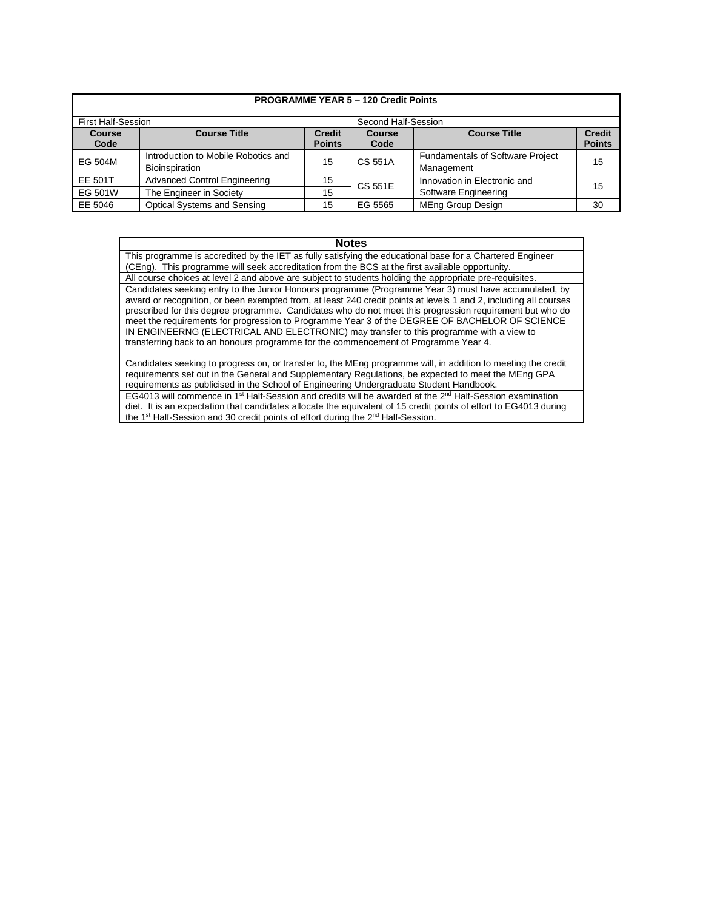| PROGRAMME YEAR 5 – 120 Credit Points | | | | | |
|---|---|---|---|---|---|
| First Half-Session | | | Second Half-Session | | |
| **Course Code** | **Course Title** | **Credit Points** | **Course Code** | **Course Title** | **Credit Points** |
| EG 504M | Introduction to Mobile Robotics and Bioinspiration | 15 | CS 551A | Fundamentals of Software Project Management | 15 |
| EE 501T | Advanced Control Engineering | 15 | CS 551E | Innovation in Electronic and Software Engineering | 15 |
| EG 501W | The Engineer in Society | 15 | | | |
| EE 5046 | Optical Systems and Sensing | 15 | EG 5565 | MEng Group Design | 30 |

| Notes |
|---|
| This programme is accredited by the IET as fully satisfying the educational base for a Chartered Engineer (CEng). This programme will seek accreditation from the BCS at the first available opportunity. |
| All course choices at level 2 and above are subject to students holding the appropriate pre-requisites. |
| Candidates seeking entry to the Junior Honours programme (Programme Year 3) must have accumulated, by award or recognition, or been exempted from, at least 240 credit points at levels 1 and 2, including all courses prescribed for this degree programme. Candidates who do not meet this progression requirement but who do meet the requirements for progression to Programme Year 3 of the DEGREE OF BACHELOR OF SCIENCE IN ENGINEERNG (ELECTRICAL AND ELECTRONIC) may transfer to this programme with a view to transferring back to an honours programme for the commencement of Programme Year 4. <br><br> Candidates seeking to progress on, or transfer to, the MEng programme will, in addition to meeting the credit requirements set out in the General and Supplementary Regulations, be expected to meet the MEng GPA requirements as publicised in the School of Engineering Undergraduate Student Handbook. |
| EG4013 will commence in 1st Half-Session and credits will be awarded at the 2nd Half-Session examination diet. It is an expectation that candidates allocate the equivalent of 15 credit points of effort to EG4013 during the 1st Half-Session and 30 credit points of effort during the 2nd Half-Session. |